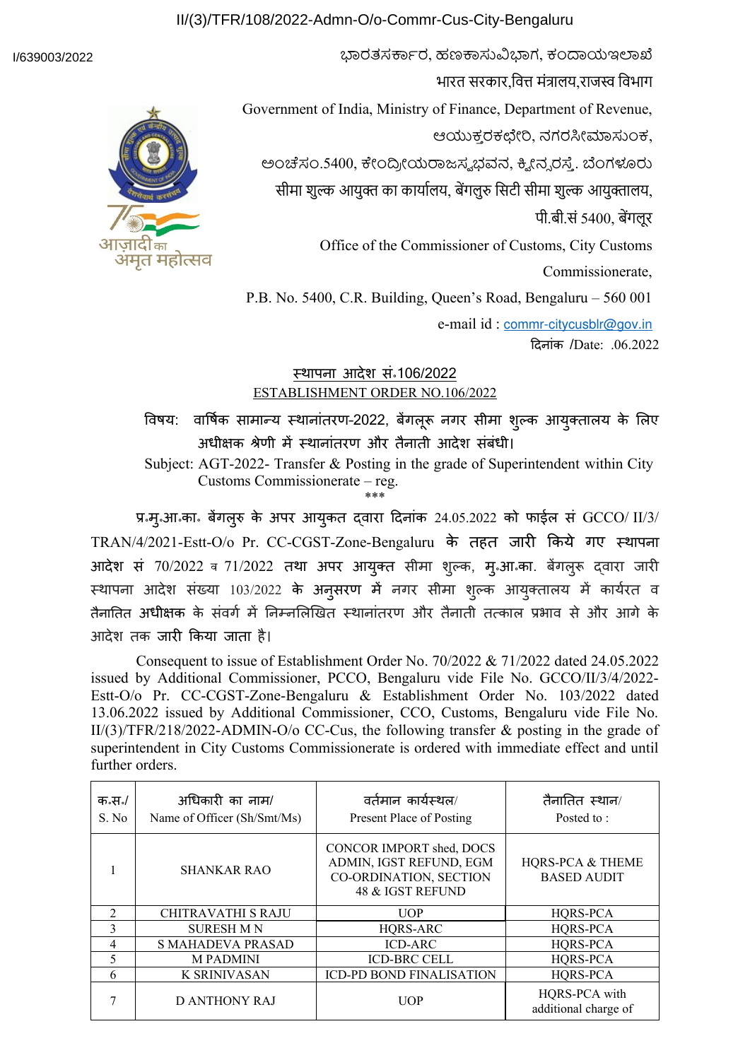II/(3)/TFR/108/2022-Admn-O/o-Commr-Cus-City-Bengaluru

I/639003/2022

ಭಾರತಸರ್ಕಾರ, ಹಣಕಾಸುವಿಭಾಗ, ಕಂದಾಯಇಲಾಖೆ

भारत सरकार,वित्त मंत्रालय,राजस्व विभाग

Government of India, Ministry of Finance, Department of Revenue,

ಆಯುಕ್ತರಕಛೇರಿ, ನಗರಸೀಮಾಸುಂಕ,

ಅಂಚೆಸಂ.5400, ಕೇಂದ್ರೀಯರಾಜಸ್ವಭವನ, ಕ್ವೀನ್ಸರಸ್ತೆ. ಬೆಂಗಳೂರು

सीमा शुल्क आयुक्त का कार्यालय, बेंगलुरु सिटी सीमा शुल्क आयुक्तालय,

पी.बी.सं 5400, बेंगलूर

Office of the Commissioner of Customs, City Customs Commissionerate,

P.B. No. 5400, C.R. Building, Queen's Road, Bengaluru – 560 001

e-mail id : commr-citycusblr@gov.in

दिनांक /Date: .06.2022

## स्थापना आदेश सं.106/2022
## ESTABLISHMENT ORDER NO.106/2022

विषय: वार्षिक सामान्य स्थानांतरण-2022, बेंगलूरू नगर सीमा शुल्क आयुक्तालय के लिए अधीक्षक श्रेणी में स्थानांतरण और तैनाती आदेश संबंधी।

Subject: AGT-2022- Transfer & Posting in the grade of Superintendent within City Customs Commissionerate – reg.

\*\*\*

प्र.मु.आ.का. बेंगलुरु के अपर आयुक्त द्वारा दिनांक 24.05.2022 को फाईल सं GCCO/ II/3/ TRAN/4/2021-Estt-O/o Pr. CC-CGST-Zone-Bengaluru के तहत जारी किये गए स्थापना आदेश सं 70/2022 व 71/2022 तथा अपर आयुक्त सीमा शुल्क, मु.आ.का. बेंगलुरू द्वारा जारी स्थापना आदेश संख्या 103/2022 के अनुसरण में नगर सीमा शुल्क आयुक्तालय में कार्यरत व तैनातित अधीक्षक के संवर्ग में निम्नलिखित स्थानांतरण और तैनाती तत्काल प्रभाव से और आगे के आदेश तक जारी किया जाता है।

Consequent to issue of Establishment Order No. 70/2022 & 71/2022 dated 24.05.2022 issued by Additional Commissioner, PCCO, Bengaluru vide File No. GCCO/II/3/4/2022-Estt-O/o Pr. CC-CGST-Zone-Bengaluru & Establishment Order No. 103/2022 dated 13.06.2022 issued by Additional Commissioner, CCO, Customs, Bengaluru vide File No. II/(3)/TFR/218/2022-ADMIN-O/o CC-Cus, the following transfer & posting in the grade of superintendent in City Customs Commissionerate is ordered with immediate effect and until further orders.

| क.स./ S. No | अधिकारी का नाम/ Name of Officer (Sh/Smt/Ms) | वर्तमान कार्यस्थल/ Present Place of Posting | तैनातित स्थान/ Posted to : |
|---|---|---|---|
| 1 | SHANKAR RAO | CONCOR IMPORT shed, DOCS ADMIN, IGST REFUND, EGM CO-ORDINATION, SECTION 48 & IGST REFUND | HQRS-PCA & THEME BASED AUDIT |
| 2 | CHITRAVATHI S RAJU | UOP | HQRS-PCA |
| 3 | SURESH M N | HQRS-ARC | HQRS-PCA |
| 4 | S MAHADEVA PRASAD | ICD-ARC | HQRS-PCA |
| 5 | M PADMINI | ICD-BRC CELL | HQRS-PCA |
| 6 | K SRINIVASAN | ICD-PD BOND FINALISATION | HQRS-PCA |
| 7 | D ANTHONY RAJ | UOP | HQRS-PCA with additional charge of |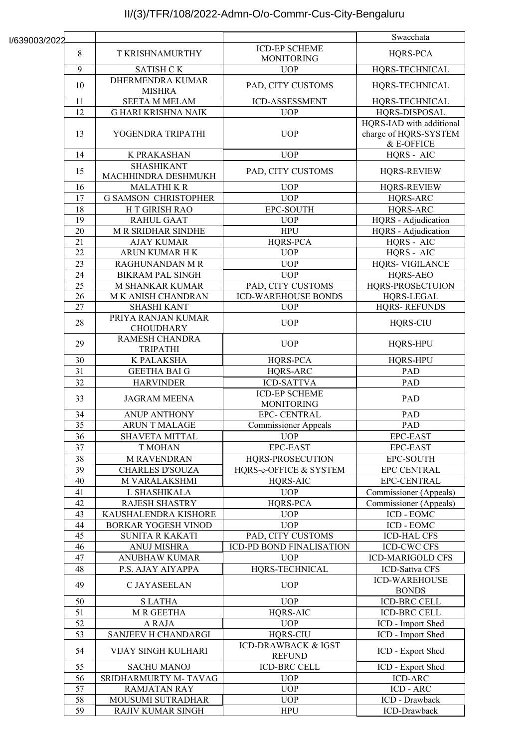| | | | Swacchata |
|---|---|---|---|
| 8 | T KRISHNAMURTHY | ICD-EP SCHEME MONITORING | HQRS-PCA |
| 9 | SATISH C K | UOP | HQRS-TECHNICAL |
| 10 | DHERMENDRA KUMAR MISHRA | PAD, CITY CUSTOMS | HQRS-TECHNICAL |
| 11 | SEETA M MELAM | ICD-ASSESSMENT | HQRS-TECHNICAL |
| 12 | G HARI KRISHNA NAIK | UOP | HQRS-DISPOSAL |
| 13 | YOGENDRA TRIPATHI | UOP | HQRS-IAD with additional charge of HQRS-SYSTEM & E-OFFICE |
| 14 | K PRAKASHAN | UOP | HQRS - AIC |
| 15 | SHASHIKANT MACHHINDRA DESHMUKH | PAD, CITY CUSTOMS | HQRS-REVIEW |
| 16 | MALATHI K R | UOP | HQRS-REVIEW |
| 17 | G SAMSON CHRISTOPHER | UOP | HQRS-ARC |
| 18 | H T GIRISH RAO | EPC-SOUTH | HQRS-ARC |
| 19 | RAHUL GAAT | UOP | HQRS - Adjudication |
| 20 | M R SRIDHAR SINDHE | HPU | HQRS - Adjudication |
| 21 | AJAY KUMAR | HQRS-PCA | HQRS - AIC |
| 22 | ARUN KUMAR H K | UOP | HQRS - AIC |
| 23 | RAGHUNANDAN M R | UOP | HQRS- VIGILANCE |
| 24 | BIKRAM PAL SINGH | UOP | HQRS-AEO |
| 25 | M SHANKAR KUMAR | PAD, CITY CUSTOMS | HQRS-PROSECTUION |
| 26 | M K ANISH CHANDRAN | ICD-WAREHOUSE BONDS | HQRS-LEGAL |
| 27 | SHASHI KANT | UOP | HQRS- REFUNDS |
| 28 | PRIYA RANJAN KUMAR CHOUDHARY | UOP | HQRS-CIU |
| 29 | RAMESH CHANDRA TRIPATHI | UOP | HQRS-HPU |
| 30 | K PALAKSHA | HQRS-PCA | HQRS-HPU |
| 31 | GEETHA BAI G | HQRS-ARC | PAD |
| 32 | HARVINDER | ICD-SATTVA | PAD |
| 33 | JAGRAM MEENA | ICD-EP SCHEME MONITORING | PAD |
| 34 | ANUP ANTHONY | EPC- CENTRAL | PAD |
| 35 | ARUN T MALAGE | Commissioner Appeals | PAD |
| 36 | SHAVETA MITTAL | UOP | EPC-EAST |
| 37 | T MOHAN | EPC-EAST | EPC-EAST |
| 38 | M RAVENDRAN | HQRS-PROSECUTION | EPC-SOUTH |
| 39 | CHARLES D'SOUZA | HQRS-e-OFFICE & SYSTEM | EPC CENTRAL |
| 40 | M VARALAKSHMI | HQRS-AIC | EPC-CENTRAL |
| 41 | L SHASHIKALA | UOP | Commissioner (Appeals) |
| 42 | RAJESH SHASTRY | HQRS-PCA | Commissioner (Appeals) |
| 43 | KAUSHALENDRA KISHORE | UOP | ICD - EOMC |
| 44 | BORKAR YOGESH VINOD | UOP | ICD - EOMC |
| 45 | SUNITA R KAKATI | PAD, CITY CUSTOMS | ICD-HAL CFS |
| 46 | ANUJ MISHRA | ICD-PD BOND FINALISATION | ICD-CWC CFS |
| 47 | ANUBHAW KUMAR | UOP | ICD-MARIGOLD CFS |
| 48 | P.S. AJAY AIYAPPA | HQRS-TECHNICAL | ICD-Sattva CFS |
| 49 | C JAYASEELAN | UOP | ICD-WAREHOUSE BONDS |
| 50 | S LATHA | UOP | ICD-BRC CELL |
| 51 | M R GEETHA | HQRS-AIC | ICD-BRC CELL |
| 52 | A RAJA | UOP | ICD - Import Shed |
| 53 | SANJEEV H CHANDARGI | HQRS-CIU | ICD - Import Shed |
| 54 | VIJAY SINGH KULHARI | ICD-DRAWBACK & IGST REFUND | ICD - Export Shed |
| 55 | SACHU MANOJ | ICD-BRC CELL | ICD - Export Shed |
| 56 | SRIDHARMURTY M- TAVAG | UOP | ICD-ARC |
| 57 | RAMJATAN RAY | UOP | ICD - ARC |
| 58 | MOUSUMI SUTRADHAR | UOP | ICD - Drawback |
| 59 | RAJIV KUMAR SINGH | HPU | ICD-Drawback |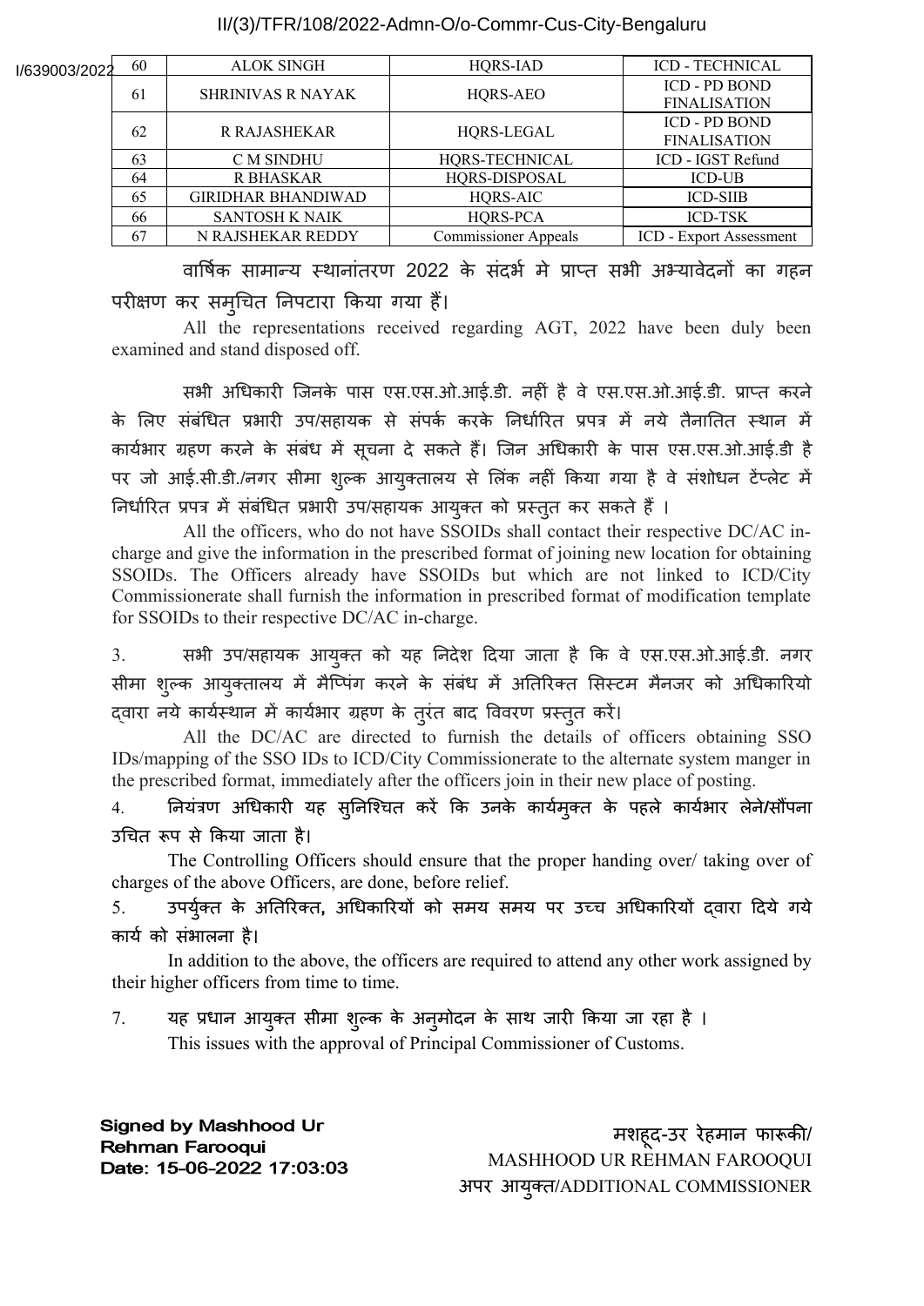| 60 | ALOK SINGH | HQRS-IAD | ICD - TECHNICAL |
|---|---|---|---|
| 61 | SHRINIVAS R NAYAK | HQRS-AEO | ICD - PD BOND FINALISATION |
| 62 | R RAJASHEKAR | HQRS-LEGAL | ICD - PD BOND FINALISATION |
| 63 | C M SINDHU | HQRS-TECHNICAL | ICD - IGST Refund |
| 64 | R BHASKAR | HQRS-DISPOSAL | ICD-UB |
| 65 | GIRIDHAR BHANDIWAD | HQRS-AIC | ICD-SIIB |
| 66 | SANTOSH K NAIK | HQRS-PCA | ICD-TSK |
| 67 | N RAJSHEKAR REDDY | Commissioner Appeals | ICD - Export Assessment |

वार्षिक सामान्य स्थानांतरण 2022 के संदर्भ मे प्राप्त सभी अभ्यावेदनों का गहन परीक्षण कर समुचित निपटारा किया गया हैं।

All the representations received regarding AGT, 2022 have been duly been examined and stand disposed off.

सभी अधिकारी जिनके पास एस.एस.ओ.आई.डी. नहीं है वे एस.एस.ओ.आई.डी. प्राप्त करने के लिए संबंधित प्रभारी उप/सहायक से संपर्क करके निर्धारित प्रपत्र में नये तैनातित स्थान में कार्यभार ग्रहण करने के संबंध में सूचना दे सकते हैं। जिन अधिकारी के पास एस.एस.ओ.आई.डी है पर जो आई.सी.डी./नगर सीमा शुल्क आयुक्तालय से लिंक नहीं किया गया है वे संशोधन टेंप्लेट में निर्धारित प्रपत्र में संबंधित प्रभारी उप/सहायक आयुक्त को प्रस्तुत कर सकते हैं ।

All the officers, who do not have SSOIDs shall contact their respective DC/AC in-charge and give the information in the prescribed format of joining new location for obtaining SSOIDs. The Officers already have SSOIDs but which are not linked to ICD/City Commissionerate shall furnish the information in prescribed format of modification template for SSOIDs to their respective DC/AC in-charge.

3. सभी उप/सहायक आयुक्त को यह निदेश दिया जाता है कि वे एस.एस.ओ.आई.डी. नगर सीमा शुल्क आयुक्तालय में मैप्पिंग करने के संबंध में अतिरिक्त सिस्टम मैनजर को अधिकारियो द्वारा नये कार्यस्थान में कार्यभार ग्रहण के तुरंत बाद विवरण प्रस्तुत करें।

All the DC/AC are directed to furnish the details of officers obtaining SSO IDs/mapping of the SSO IDs to ICD/City Commissionerate to the alternate system manger in the prescribed format, immediately after the officers join in their new place of posting.

4. नियंत्रण अधिकारी यह सुनिश्चित करें कि उनके कार्यमुक्त के पहले कार्यभार लेने/सौंपना उचित रूप से किया जाता है।

The Controlling Officers should ensure that the proper handing over/ taking over of charges of the above Officers, are done, before relief.

5. उपर्युक्त के अतिरिक्त, अधिकारियों को समय समय पर उच्च अधिकारियों द्वारा दिये गये कार्य को संभालना है।

In addition to the above, the officers are required to attend any other work assigned by their higher officers from time to time.

7. यह प्रधान आयुक्त सीमा शुल्क के अनुमोदन के साथ जारी किया जा रहा है ।
This issues with the approval of Principal Commissioner of Customs.

**Signed by Mashhood Ur Rehman Farooqui**
**Date: 15-06-2022 17:03:03**

मशहूद-उर रेहमान फारूकी/
MASHHOOD UR REHMAN FAROOQUI
अपर आयुक्त/ADDITIONAL COMMISSIONER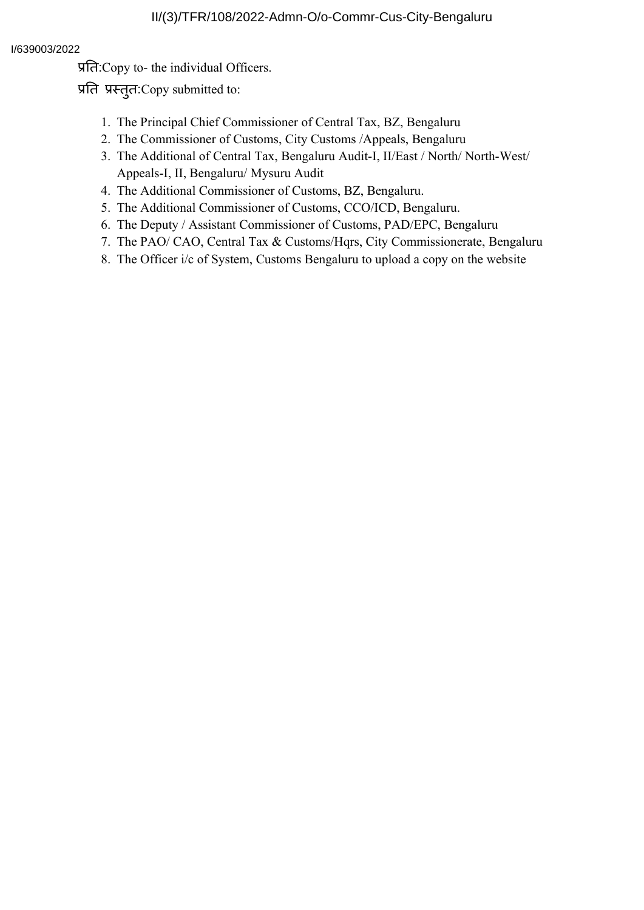I/639003/2022

प्रति:Copy to- the individual Officers.

प्रति प्रस्तुत:Copy submitted to:

1. The Principal Chief Commissioner of Central Tax, BZ, Bengaluru
2. The Commissioner of Customs, City Customs /Appeals, Bengaluru
3. The Additional of Central Tax, Bengaluru Audit-I, II/East / North/ North-West/ Appeals-I, II, Bengaluru/ Mysuru Audit
4. The Additional Commissioner of Customs, BZ, Bengaluru.
5. The Additional Commissioner of Customs, CCO/ICD, Bengaluru.
6. The Deputy / Assistant Commissioner of Customs, PAD/EPC, Bengaluru
7. The PAO/ CAO, Central Tax & Customs/Hqrs, City Commissionerate, Bengaluru
8. The Officer i/c of System, Customs Bengaluru to upload a copy on the website